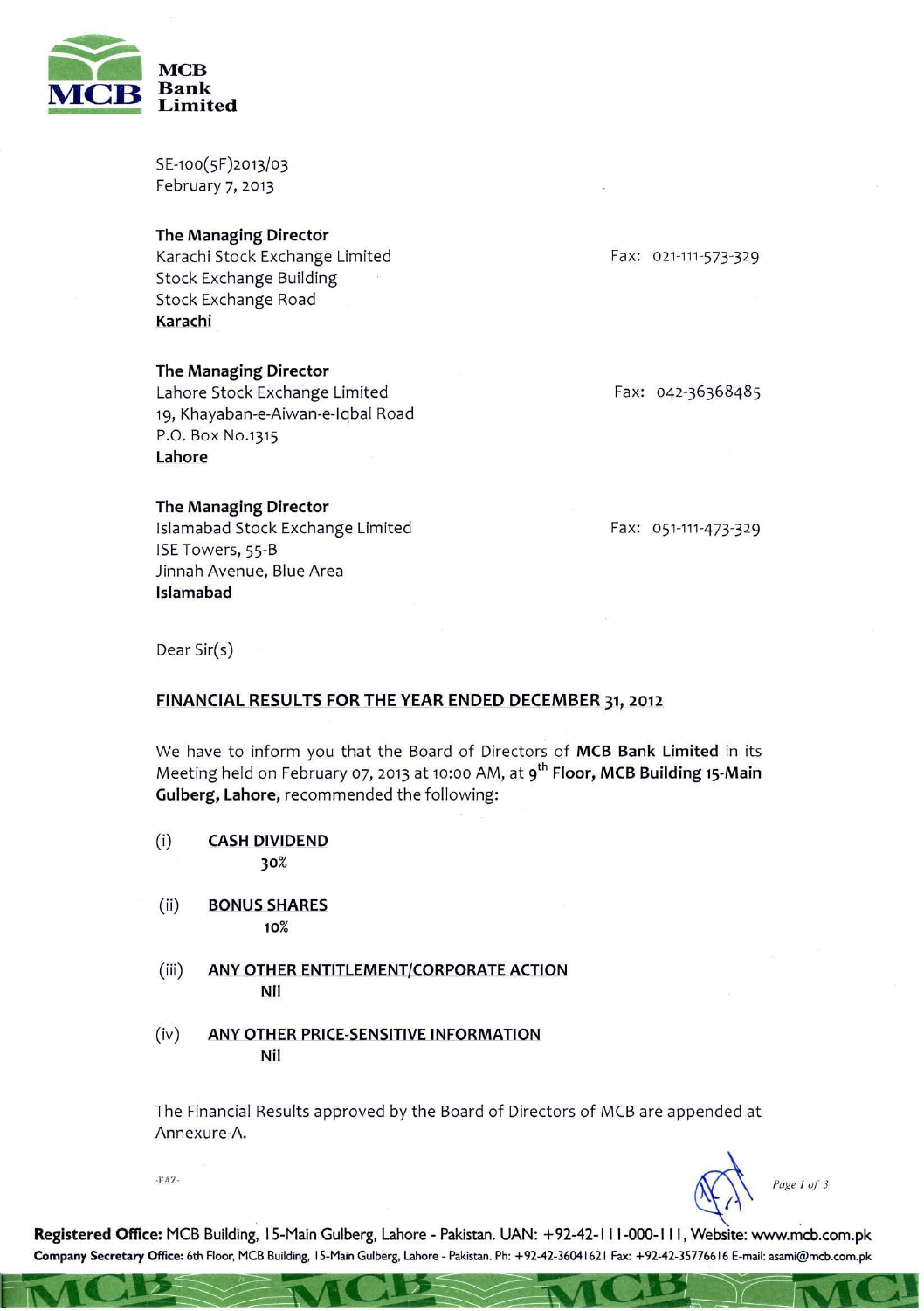**MCB Bank Limited**

SE-100(5F)2013/03
February 7, 2013

**The Managing Director**
Karachi Stock Exchange Limited
Stock Exchange Building
Stock Exchange Road
**Karachi**

Fax: 021-111-573-329

**The Managing Director**
Lahore Stock Exchange Limited
19, Khayaban-e-Aiwan-e-Iqbal Road
P.O. Box No.1315
**Lahore**

Fax: 042-36368485

**The Managing Director**
Islamabad Stock Exchange Limited
ISE Towers, 55-B
Jinnah Avenue, Blue Area
**Islamabad**

Fax: 051-111-473-329

Dear Sir(s)

**FINANCIAL RESULTS FOR THE YEAR ENDED DECEMBER 31, 2012**

We have to inform you that the Board of Directors of **MCB Bank Limited** in its Meeting held on February 07, 2013 at 10:00 AM, at **9th Floor, MCB Building 15-Main Gulberg, Lahore,** recommended the following:

(i) **CASH DIVIDEND**
**30%**

(ii) **BONUS SHARES**
**10%**

(iii) **ANY OTHER ENTITLEMENT/CORPORATE ACTION**
**Nil**

(iv) **ANY OTHER PRICE-SENSITIVE INFORMATION**
**Nil**

The Financial Results approved by the Board of Directors of MCB are appended at Annexure-A.

-FAZ-

**Registered Office:** MCB Building, 15-Main Gulberg, Lahore - Pakistan. UAN: +92-42-111-000-111, Website: www.mcb.com.pk
**Company Secretary Office:** 6th Floor, MCB Building, 15-Main Gulberg, Lahore - Pakistan. Ph: +92-42-36041621 Fax: +92-42-35776616 E-mail: asami@mcb.com.pk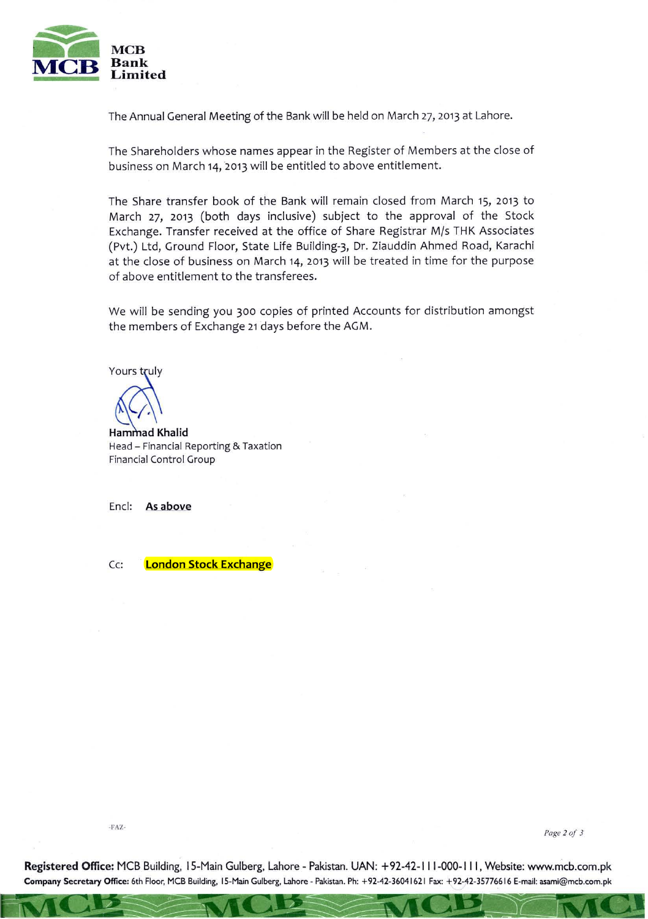**MCB Bank Limited**

The Annual General Meeting of the Bank will be held on March 27, 2013 at Lahore.

The Shareholders whose names appear in the Register of Members at the close of business on March 14, 2013 will be entitled to above entitlement.

The Share transfer book of the Bank will remain closed from March 15, 2013 to March 27, 2013 (both days inclusive) subject to the approval of the Stock Exchange. Transfer received at the office of Share Registrar M/s THK Associates (Pvt.) Ltd, Ground Floor, State Life Building-3, Dr. Ziauddin Ahmed Road, Karachi at the close of business on March 14, 2013 will be treated in time for the purpose of above entitlement to the transferees.

We will be sending you 300 copies of printed Accounts for distribution amongst the members of Exchange 21 days before the AGM.

Yours truly

**Hammad Khalid**
Head – Financial Reporting & Taxation
Financial Control Group

Encl: **As above**

Cc: **London Stock Exchange**

-FAZ-

**Registered Office:** MCB Building, 15-Main Gulberg, Lahore - Pakistan. UAN: +92-42-111-000-111, Website: www.mcb.com.pk
**Company Secretary Office:** 6th Floor, MCB Building, 15-Main Gulberg, Lahore - Pakistan. Ph: +92-42-36041621 Fax: +92-42-35776616 E-mail: asami@mcb.com.pk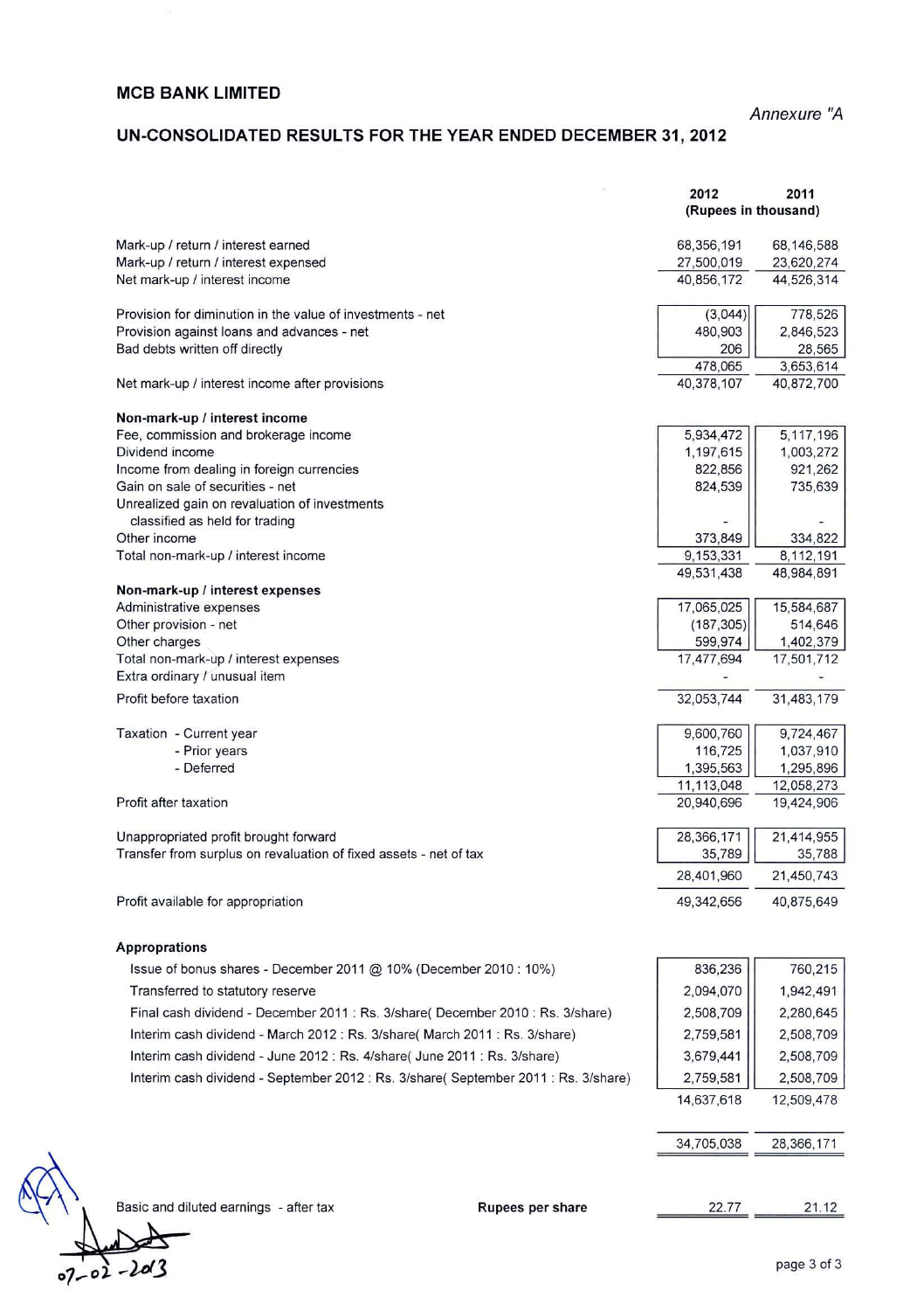**MCB BANK LIMITED**

*Annexure "A*

## UN-CONSOLIDATED RESULTS FOR THE YEAR ENDED DECEMBER 31, 2012

| | 2012 | 2011 |
|---|---|---|
| | (Rupees in thousand) | |
| Mark-up / return / interest earned | 68,356,191 | 68,146,588 |
| Mark-up / return / interest expensed | 27,500,019 | 23,620,274 |
| Net mark-up / interest income | 40,856,172 | 44,526,314 |
| Provision for diminution in the value of investments - net | (3,044) | 778,526 |
| Provision against loans and advances - net | 480,903 | 2,846,523 |
| Bad debts written off directly | 206 | 28,565 |
| | 478,065 | 3,653,614 |
| Net mark-up / interest income after provisions | 40,378,107 | 40,872,700 |
| **Non-mark-up / interest income** | | |
| Fee, commission and brokerage income | 5,934,472 | 5,117,196 |
| Dividend income | 1,197,615 | 1,003,272 |
| Income from dealing in foreign currencies | 822,856 | 921,262 |
| Gain on sale of securities - net | 824,539 | 735,639 |
| Unrealized gain on revaluation of investments classified as held for trading | - | - |
| Other income | 373,849 | 334,822 |
| Total non-mark-up / interest income | 9,153,331 | 8,112,191 |
| | 49,531,438 | 48,984,891 |
| **Non-mark-up / interest expenses** | | |
| Administrative expenses | 17,065,025 | 15,584,687 |
| Other provision - net | (187,305) | 514,646 |
| Other charges | 599,974 | 1,402,379 |
| Total non-mark-up / interest expenses | 17,477,694 | 17,501,712 |
| Extra ordinary / unusual item | - | - |
| Profit before taxation | 32,053,744 | 31,483,179 |
| Taxation - Current year | 9,600,760 | 9,724,467 |
| - Prior years | 116,725 | 1,037,910 |
| - Deferred | 1,395,563 | 1,295,896 |
| | 11,113,048 | 12,058,273 |
| Profit after taxation | 20,940,696 | 19,424,906 |
| Unappropriated profit brought forward | 28,366,171 | 21,414,955 |
| Transfer from surplus on revaluation of fixed assets - net of tax | 35,789 | 35,788 |
| | 28,401,960 | 21,450,743 |
| Profit available for appropriation | 49,342,656 | 40,875,649 |
| **Appropriations** | | |
| Issue of bonus shares - December 2011 @ 10% (December 2010 : 10%) | 836,236 | 760,215 |
| Transferred to statutory reserve | 2,094,070 | 1,942,491 |
| Final cash dividend - December 2011 : Rs. 3/share( December 2010 : Rs. 3/share) | 2,508,709 | 2,280,645 |
| Interim cash dividend - March 2012 : Rs. 3/share( March 2011 : Rs. 3/share) | 2,759,581 | 2,508,709 |
| Interim cash dividend - June 2012 : Rs. 4/share( June 2011 : Rs. 3/share) | 3,679,441 | 2,508,709 |
| Interim cash dividend - September 2012 : Rs. 3/share( September 2011 : Rs. 3/share) | 2,759,581 | 2,508,709 |
| | 14,637,618 | 12,509,478 |
| | 34,705,038 | 28,366,171 |
| Basic and diluted earnings - after tax **Rupees per share** | 22.77 | 21.12 |

07-02-2013